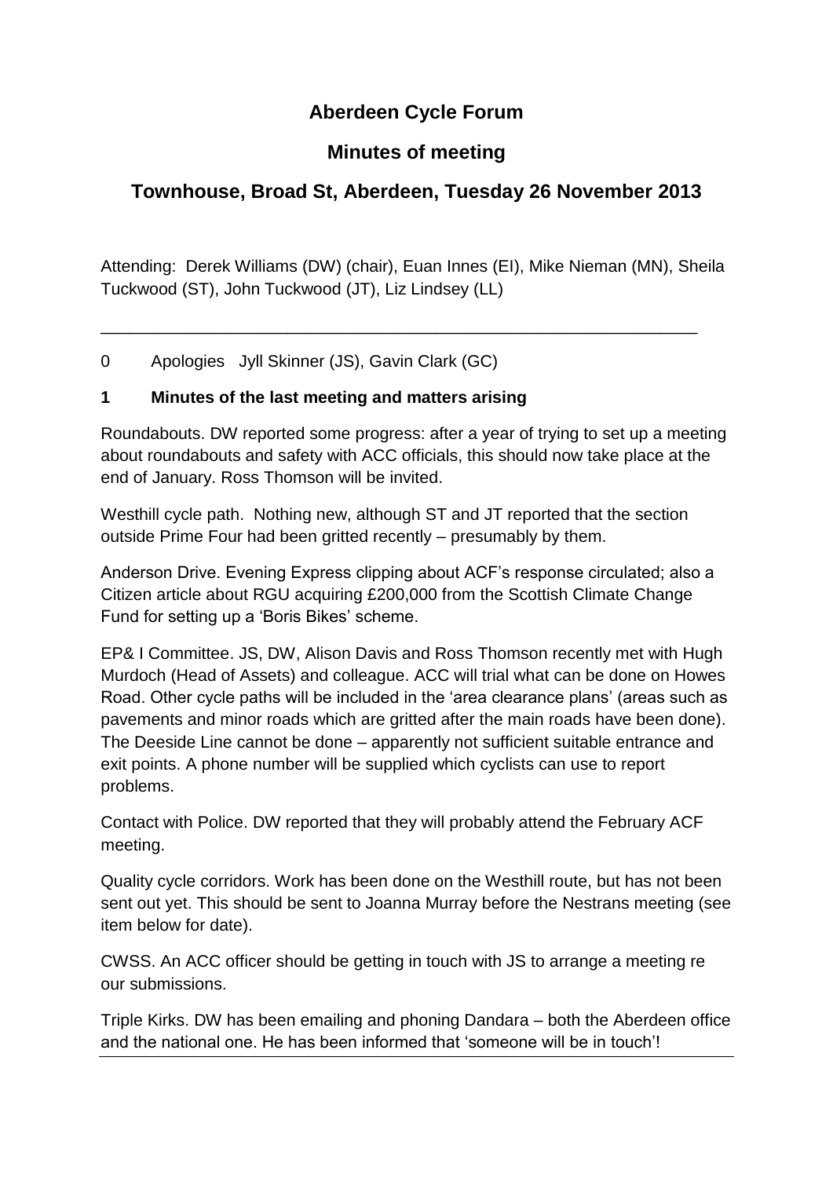# Aberdeen Cycle Forum

## Minutes of meeting

## Townhouse, Broad St, Aberdeen, Tuesday 26 November 2013

Attending: Derek Williams (DW) (chair), Euan Innes (EI), Mike Nieman (MN), Sheila Tuckwood (ST), John Tuckwood (JT), Liz Lindsey (LL)

---

0 Apologies Jyll Skinner (JS), Gavin Clark (GC)

### 1 Minutes of the last meeting and matters arising

Roundabouts. DW reported some progress: after a year of trying to set up a meeting about roundabouts and safety with ACC officials, this should now take place at the end of January. Ross Thomson will be invited.

Westhill cycle path. Nothing new, although ST and JT reported that the section outside Prime Four had been gritted recently – presumably by them.

Anderson Drive. Evening Express clipping about ACF's response circulated; also a Citizen article about RGU acquiring £200,000 from the Scottish Climate Change Fund for setting up a 'Boris Bikes' scheme.

EP& I Committee. JS, DW, Alison Davis and Ross Thomson recently met with Hugh Murdoch (Head of Assets) and colleague. ACC will trial what can be done on Howes Road. Other cycle paths will be included in the 'area clearance plans' (areas such as pavements and minor roads which are gritted after the main roads have been done). The Deeside Line cannot be done – apparently not sufficient suitable entrance and exit points. A phone number will be supplied which cyclists can use to report problems.

Contact with Police. DW reported that they will probably attend the February ACF meeting.

Quality cycle corridors. Work has been done on the Westhill route, but has not been sent out yet. This should be sent to Joanna Murray before the Nestrans meeting (see item below for date).

CWSS. An ACC officer should be getting in touch with JS to arrange a meeting re our submissions.

Triple Kirks. DW has been emailing and phoning Dandara – both the Aberdeen office and the national one. He has been informed that 'someone will be in touch'!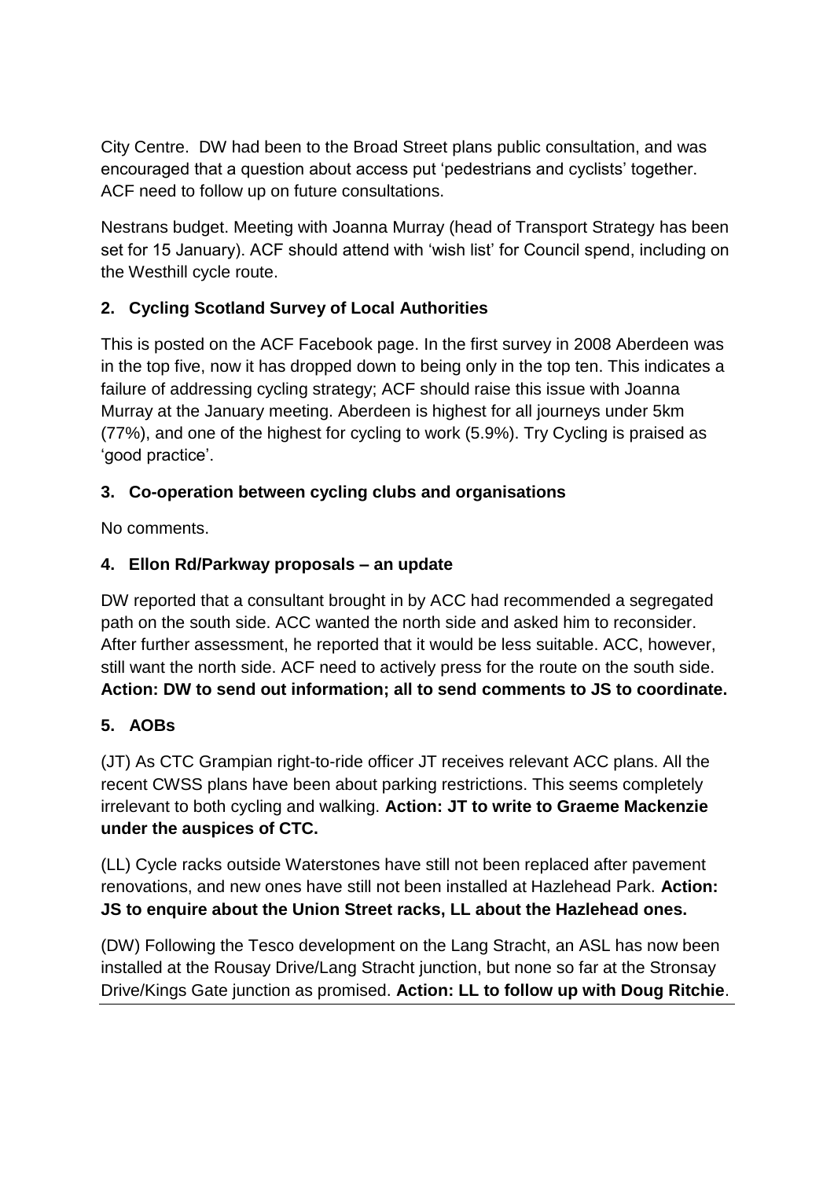City Centre. DW had been to the Broad Street plans public consultation, and was encouraged that a question about access put 'pedestrians and cyclists' together. ACF need to follow up on future consultations.

Nestrans budget. Meeting with Joanna Murray (head of Transport Strategy has been set for 15 January). ACF should attend with 'wish list' for Council spend, including on the Westhill cycle route.

## 2. Cycling Scotland Survey of Local Authorities

This is posted on the ACF Facebook page. In the first survey in 2008 Aberdeen was in the top five, now it has dropped down to being only in the top ten. This indicates a failure of addressing cycling strategy; ACF should raise this issue with Joanna Murray at the January meeting. Aberdeen is highest for all journeys under 5km (77%), and one of the highest for cycling to work (5.9%). Try Cycling is praised as 'good practice'.

## 3. Co-operation between cycling clubs and organisations

No comments.

## 4. Ellon Rd/Parkway proposals – an update

DW reported that a consultant brought in by ACC had recommended a segregated path on the south side. ACC wanted the north side and asked him to reconsider. After further assessment, he reported that it would be less suitable. ACC, however, still want the north side. ACF need to actively press for the route on the south side. **Action: DW to send out information; all to send comments to JS to coordinate.**

## 5. AOBs

(JT) As CTC Grampian right-to-ride officer JT receives relevant ACC plans. All the recent CWSS plans have been about parking restrictions. This seems completely irrelevant to both cycling and walking. **Action: JT to write to Graeme Mackenzie under the auspices of CTC.**

(LL) Cycle racks outside Waterstones have still not been replaced after pavement renovations, and new ones have still not been installed at Hazlehead Park. **Action: JS to enquire about the Union Street racks, LL about the Hazlehead ones.**

(DW) Following the Tesco development on the Lang Stracht, an ASL has now been installed at the Rousay Drive/Lang Stracht junction, but none so far at the Stronsay Drive/Kings Gate junction as promised. **Action: LL to follow up with Doug Ritchie**.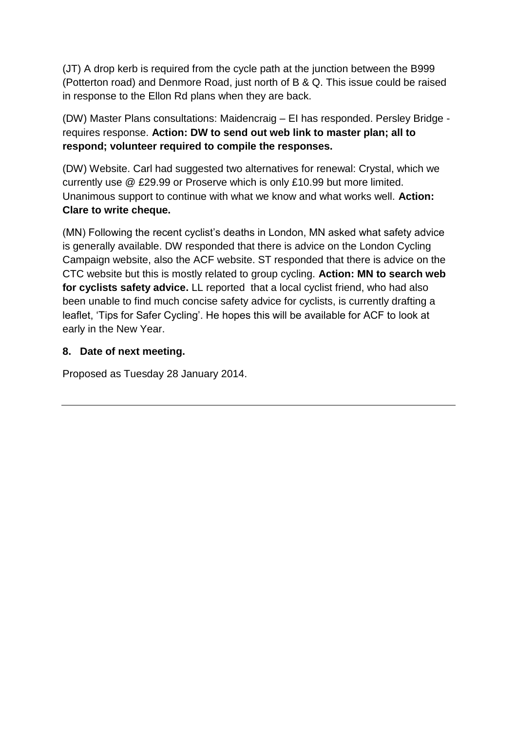(JT) A drop kerb is required from the cycle path at the junction between the B999 (Potterton road) and Denmore Road, just north of B & Q. This issue could be raised in response to the Ellon Rd plans when they are back.

(DW) Master Plans consultations: Maidencraig – EI has responded. Persley Bridge - requires response. **Action: DW to send out web link to master plan; all to respond; volunteer required to compile the responses.**

(DW) Website. Carl had suggested two alternatives for renewal: Crystal, which we currently use @ £29.99 or Proserve which is only £10.99 but more limited. Unanimous support to continue with what we know and what works well. **Action: Clare to write cheque.**

(MN) Following the recent cyclist's deaths in London, MN asked what safety advice is generally available. DW responded that there is advice on the London Cycling Campaign website, also the ACF website. ST responded that there is advice on the CTC website but this is mostly related to group cycling. **Action: MN to search web for cyclists safety advice.** LL reported that a local cyclist friend, who had also been unable to find much concise safety advice for cyclists, is currently drafting a leaflet, 'Tips for Safer Cycling'. He hopes this will be available for ACF to look at early in the New Year.

**8. Date of next meeting.**

Proposed as Tuesday 28 January 2014.

---